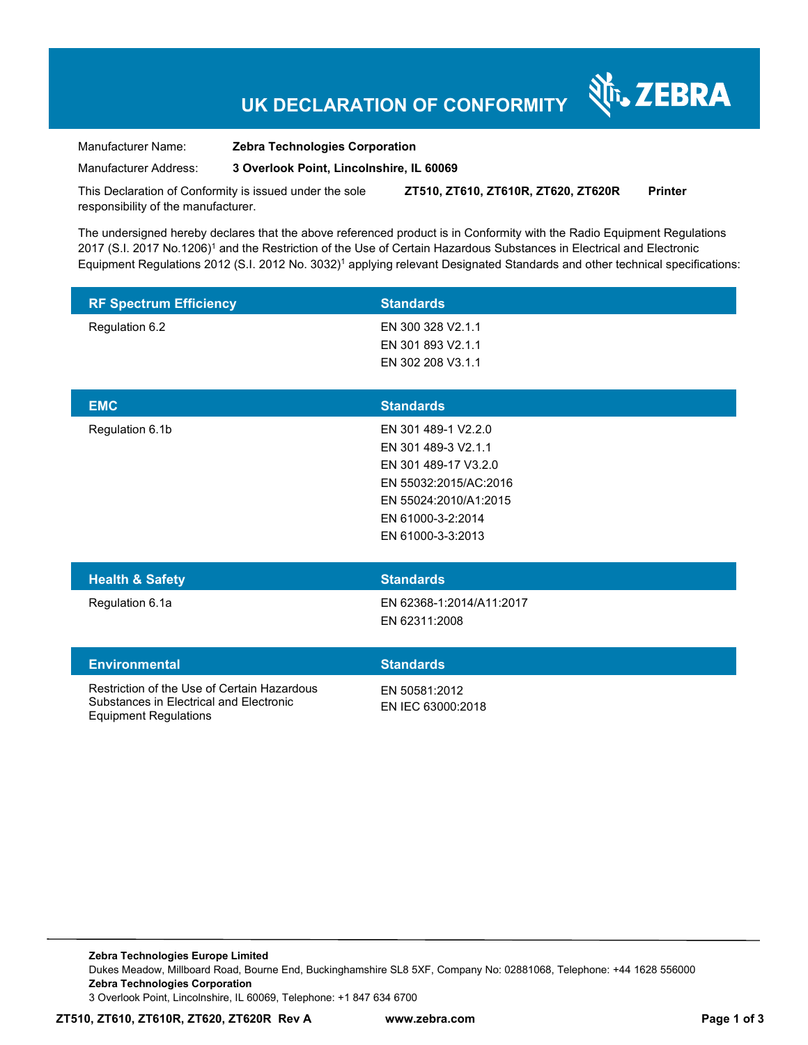# UK DECLARATION OF CONFORMITY

ZEBRA

Manufacturer Name: **Zebra Technologies Corporation**

Manufacturer Address: **3 Overlook Point, Lincolnshire, IL 60069**

This Declaration of Conformity is issued under the sole responsibility of the manufacturer. **ZT510, ZT610, ZT610R, ZT620, ZT620R** **Printer**

The undersigned hereby declares that the above referenced product is in Conformity with the Radio Equipment Regulations 2017 (S.I. 2017 No.1206)[1] and the Restriction of the Use of Certain Hazardous Substances in Electrical and Electronic Equipment Regulations 2012 (S.I. 2012 No. 3032)[1] applying relevant Designated Standards and other technical specifications:

| RF Spectrum Efficiency | Standards |
|---|---|
| Regulation 6.2 | EN 300 328 V2.1.1<br>EN 301 893 V2.1.1<br>EN 302 208 V3.1.1 |

| EMC | Standards |
|---|---|
| Regulation 6.1b | EN 301 489-1 V2.2.0<br>EN 301 489-3 V2.1.1<br>EN 301 489-17 V3.2.0<br>EN 55032:2015/AC:2016<br>EN 55024:2010/A1:2015<br>EN 61000-3-2:2014<br>EN 61000-3-3:2013 |

| Health & Safety | Standards |
|---|---|
| Regulation 6.1a | EN 62368-1:2014/A11:2017<br>EN 62311:2008 |

| Environmental | Standards |
|---|---|
| Restriction of the Use of Certain Hazardous Substances in Electrical and Electronic Equipment Regulations | EN 50581:2012<br>EN IEC 63000:2018 |

**Zebra Technologies Europe Limited**
Dukes Meadow, Millboard Road, Bourne End, Buckinghamshire SL8 5XF, Company No: 02881068, Telephone: +44 1628 556000
**Zebra Technologies Corporation**
3 Overlook Point, Lincolnshire, IL 60069, Telephone: +1 847 634 6700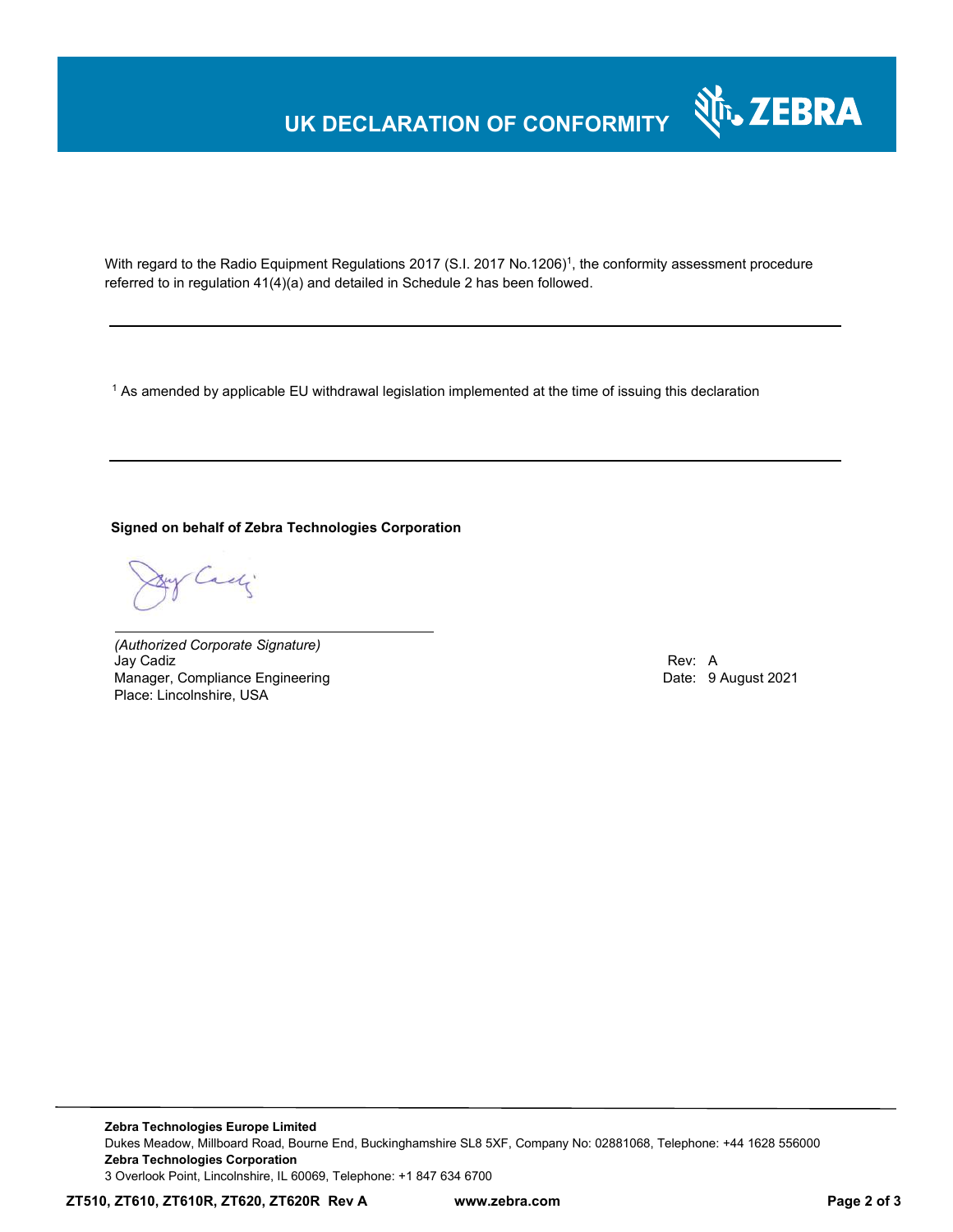# UK DECLARATION OF CONFORMITY

With regard to the Radio Equipment Regulations 2017 (S.I. 2017 No.1206)[1], the conformity assessment procedure referred to in regulation 41(4)(a) and detailed in Schedule 2 has been followed.

---

[1] As amended by applicable EU withdrawal legislation implemented at the time of issuing this declaration

---

**Signed on behalf of Zebra Technologies Corporation**

*(Authorized Corporate Signature)*
Jay Cadiz
Manager, Compliance Engineering
Place: Lincolnshire, USA

Rev: A
Date: 9 August 2021

**Zebra Technologies Europe Limited**
Dukes Meadow, Millboard Road, Bourne End, Buckinghamshire SL8 5XF, Company No: 02881068, Telephone: +44 1628 556000
**Zebra Technologies Corporation**
3 Overlook Point, Lincolnshire, IL 60069, Telephone: +1 847 634 6700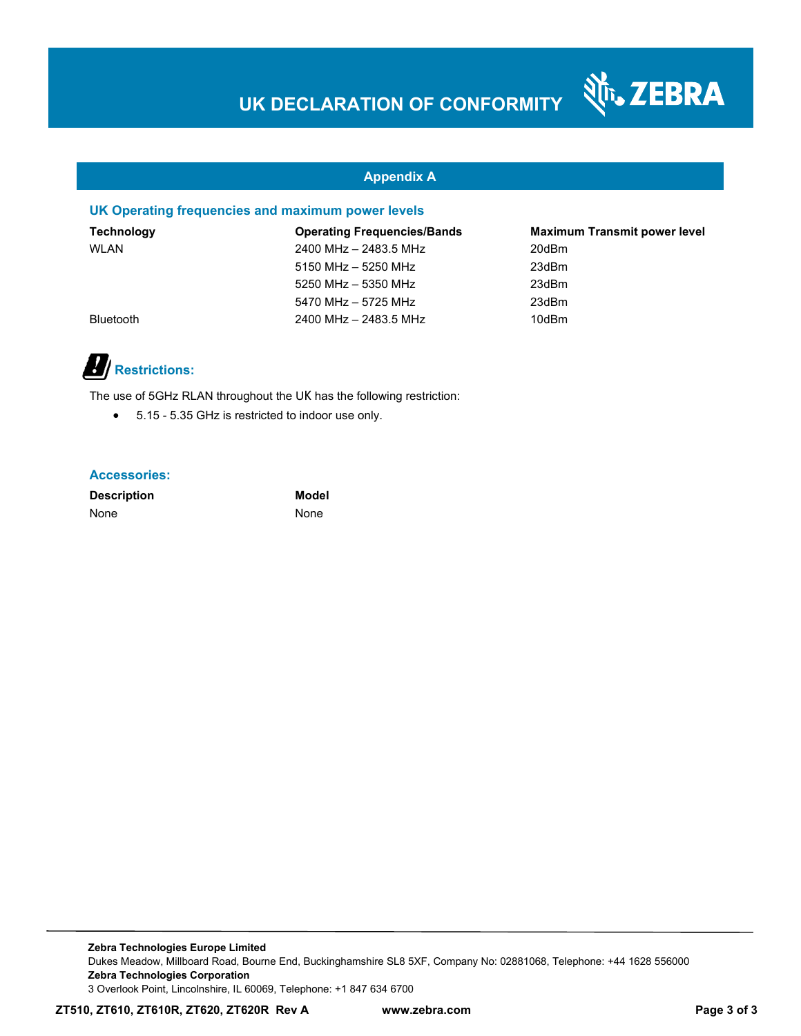# UK DECLARATION OF CONFORMITY

## Appendix A

### UK Operating frequencies and maximum power levels

| Technology | Operating Frequencies/Bands | Maximum Transmit power level |
|---|---|---|
| WLAN | 2400 MHz – 2483.5 MHz | 20dBm |
| | 5150 MHz – 5250 MHz | 23dBm |
| | 5250 MHz – 5350 MHz | 23dBm |
| | 5470 MHz – 5725 MHz | 23dBm |
| Bluetooth | 2400 MHz – 2483.5 MHz | 10dBm |

### Restrictions:

The use of 5GHz RLAN throughout the UK has the following restriction:

- 5.15 - 5.35 GHz is restricted to indoor use only.

### Accessories:

| Description | Model |
|---|---|
| None | None |

**Zebra Technologies Europe Limited**
Dukes Meadow, Millboard Road, Bourne End, Buckinghamshire SL8 5XF, Company No: 02881068, Telephone: +44 1628 556000
**Zebra Technologies Corporation**
3 Overlook Point, Lincolnshire, IL 60069, Telephone: +1 847 634 6700

**ZT510, ZT610, ZT610R, ZT620, ZT620R Rev A** **www.zebra.com**